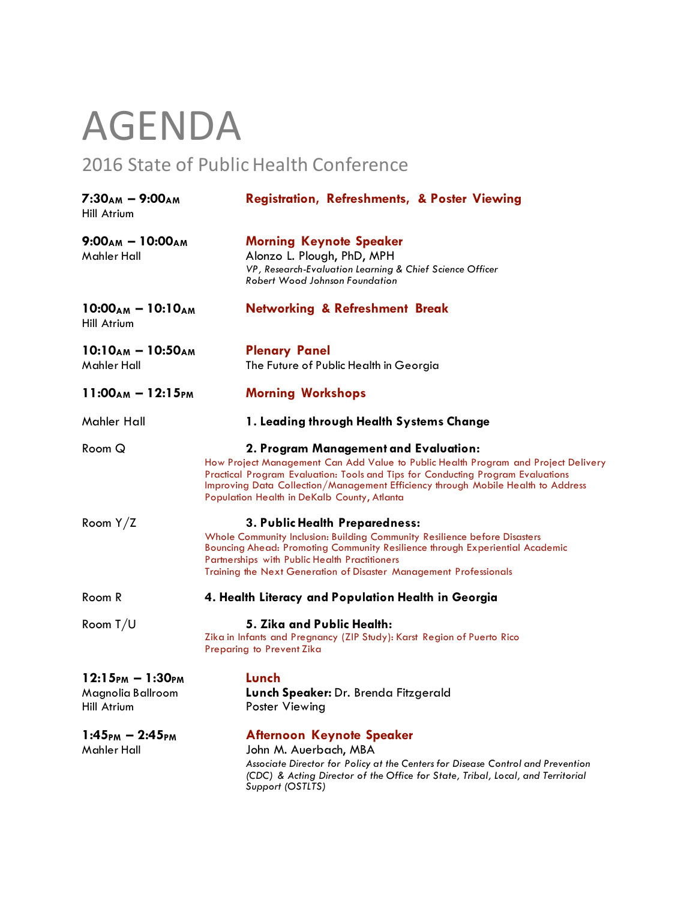# AGENDA

## 2016 State of Public Health Conference

**7:30AM – 9:00AM**
Hill Atrium

**Registration, Refreshments, & Poster Viewing**

**9:00AM – 10:00AM**
Mahler Hall

**Morning Keynote Speaker**
Alonzo L. Plough, PhD, MPH
*VP, Research-Evaluation Learning & Chief Science Officer*
*Robert Wood Johnson Foundation*

**10:00AM – 10:10AM**
Hill Atrium

**Networking & Refreshment Break**

**10:10AM – 10:50AM**
Mahler Hall

**Plenary Panel**
The Future of Public Health in Georgia

**11:00AM – 12:15PM**

**Morning Workshops**

Mahler Hall

**1. Leading through Health Systems Change**

Room Q

**2. Program Management and Evaluation:**
How Project Management Can Add Value to Public Health Program and Project Delivery
Practical Program Evaluation: Tools and Tips for Conducting Program Evaluations
Improving Data Collection/Management Efficiency through Mobile Health to Address Population Health in DeKalb County, Atlanta

Room Y/Z

**3. Public Health Preparedness:**
Whole Community Inclusion: Building Community Resilience before Disasters
Bouncing Ahead: Promoting Community Resilience through Experiential Academic Partnerships with Public Health Practitioners
Training the Next Generation of Disaster Management Professionals

Room R

**4. Health Literacy and Population Health in Georgia**

Room T/U

**5. Zika and Public Health:**
Zika in Infants and Pregnancy (ZIP Study): Karst Region of Puerto Rico
Preparing to Prevent Zika

**12:15PM – 1:30PM**
Magnolia Ballroom
Hill Atrium

**Lunch**
**Lunch Speaker:** Dr. Brenda Fitzgerald
Poster Viewing

**1:45PM – 2:45PM**
Mahler Hall

**Afternoon Keynote Speaker**
John M. Auerbach, MBA
*Associate Director for Policy at the Centers for Disease Control and Prevention (CDC) & Acting Director of the Office for State, Tribal, Local, and Territorial Support (OSTLTS)*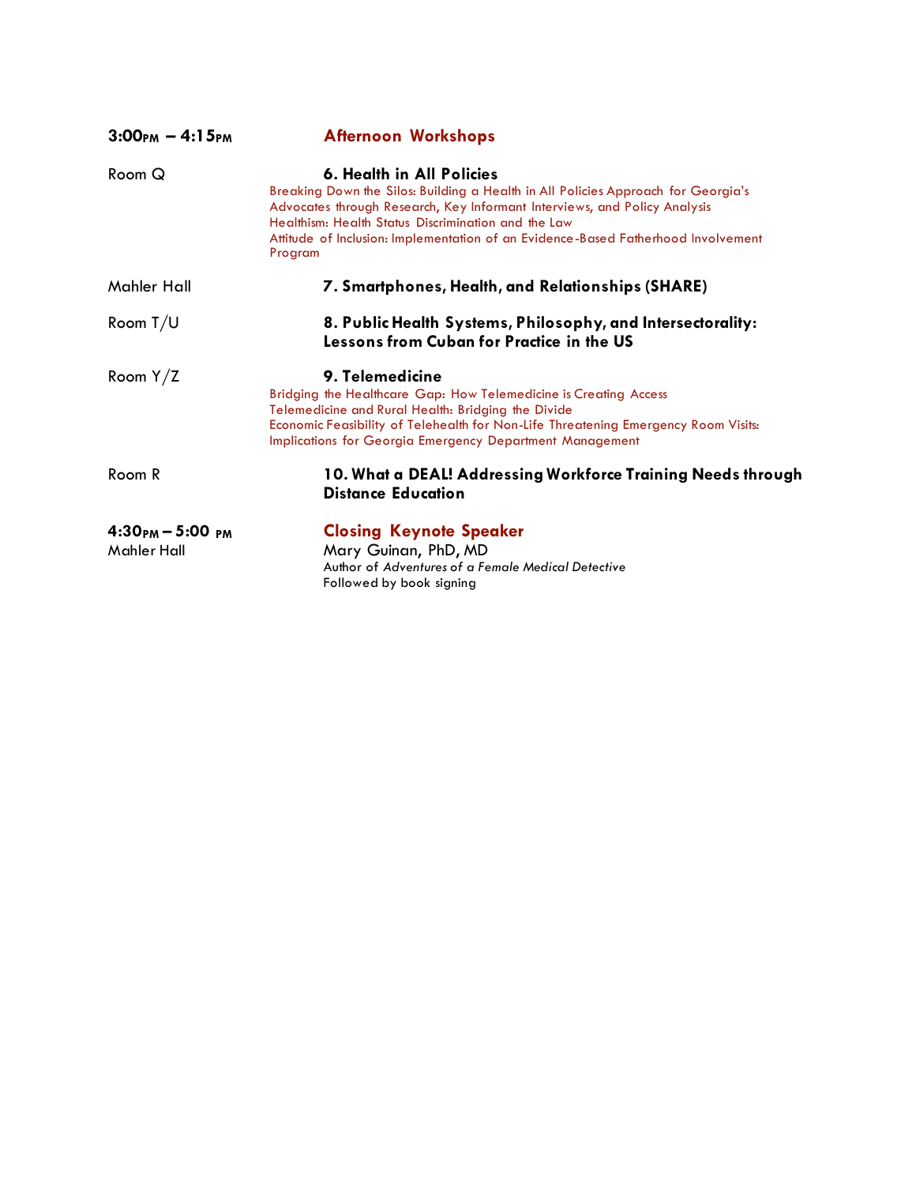**3:00PM – 4:15PM** — **Afternoon Workshops**

Room Q

**6. Health in All Policies**

Breaking Down the Silos: Building a Health in All Policies Approach for Georgia's Advocates through Research, Key Informant Interviews, and Policy Analysis

Healthism: Health Status Discrimination and the Law

Attitude of Inclusion: Implementation of an Evidence-Based Fatherhood Involvement Program

Mahler Hall

**7. Smartphones, Health, and Relationships (SHARE)**

Room T/U

**8. Public Health Systems, Philosophy, and Intersectorality: Lessons from Cuban for Practice in the US**

Room Y/Z

**9. Telemedicine**

Bridging the Healthcare Gap: How Telemedicine is Creating Access

Telemedicine and Rural Health: Bridging the Divide

Economic Feasibility of Telehealth for Non-Life Threatening Emergency Room Visits: Implications for Georgia Emergency Department Management

Room R

**10. What a DEAL! Addressing Workforce Training Needs through Distance Education**

**4:30PM – 5:00 PM** — **Closing Keynote Speaker**

Mahler Hall

Mary Guinan, PhD, MD

Author of *Adventures of a Female Medical Detective*

Followed by book signing